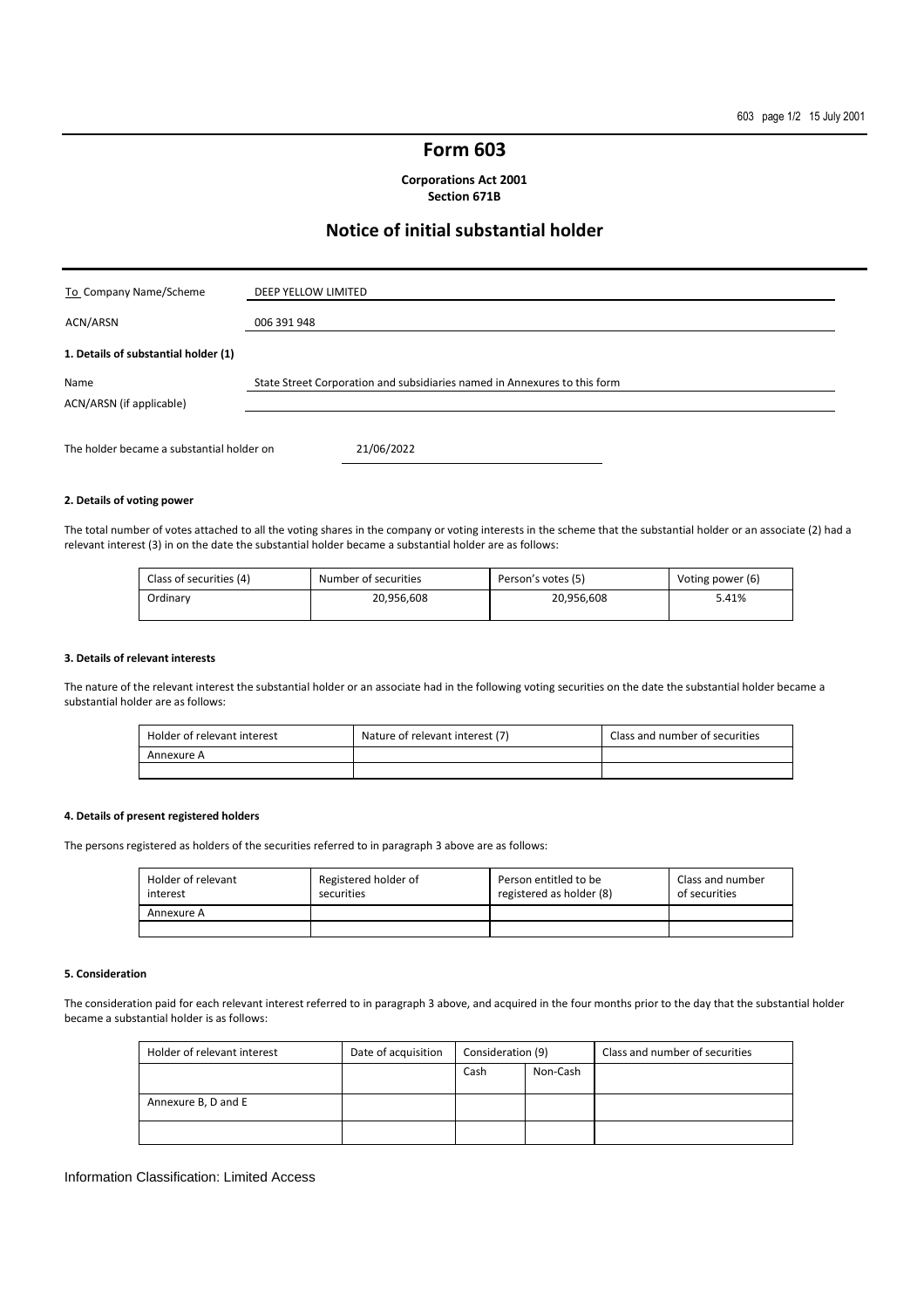# Form 603

**Corporations Act 2001**
**Section 671B**

## Notice of initial substantial holder

| To Company Name/Scheme | DEEP YELLOW LIMITED |
|---|---|
| ACN/ARSN | 006 391 948 |

**1. Details of substantial holder (1)**

| Name | State Street Corporation and subsidiaries named in Annexures to this form |
|---|---|
| ACN/ARSN (if applicable) | |

The holder became a substantial holder on 21/06/2022

**2. Details of voting power**

The total number of votes attached to all the voting shares in the company or voting interests in the scheme that the substantial holder or an associate (2) had a relevant interest (3) in on the date the substantial holder became a substantial holder are as follows:

| Class of securities (4) | Number of securities | Person's votes (5) | Voting power (6) |
|---|---|---|---|
| Ordinary | 20,956,608 | 20,956,608 | 5.41% |

**3. Details of relevant interests**

The nature of the relevant interest the substantial holder or an associate had in the following voting securities on the date the substantial holder became a substantial holder are as follows:

| Holder of relevant interest | Nature of relevant interest (7) | Class and number of securities |
|---|---|---|
| Annexure A | | |
| | | |

**4. Details of present registered holders**

The persons registered as holders of the securities referred to in paragraph 3 above are as follows:

| Holder of relevant interest | Registered holder of securities | Person entitled to be registered as holder (8) | Class and number of securities |
|---|---|---|---|
| Annexure A | | | |
| | | | |

**5. Consideration**

The consideration paid for each relevant interest referred to in paragraph 3 above, and acquired in the four months prior to the day that the substantial holder became a substantial holder is as follows:

| Holder of relevant interest | Date of acquisition | Consideration (9) | | Class and number of securities |
|---|---|---|---|---|
| | | Cash | Non-Cash | |
| Annexure B, D and E | | | | |
| | | | | |

Information Classification: Limited Access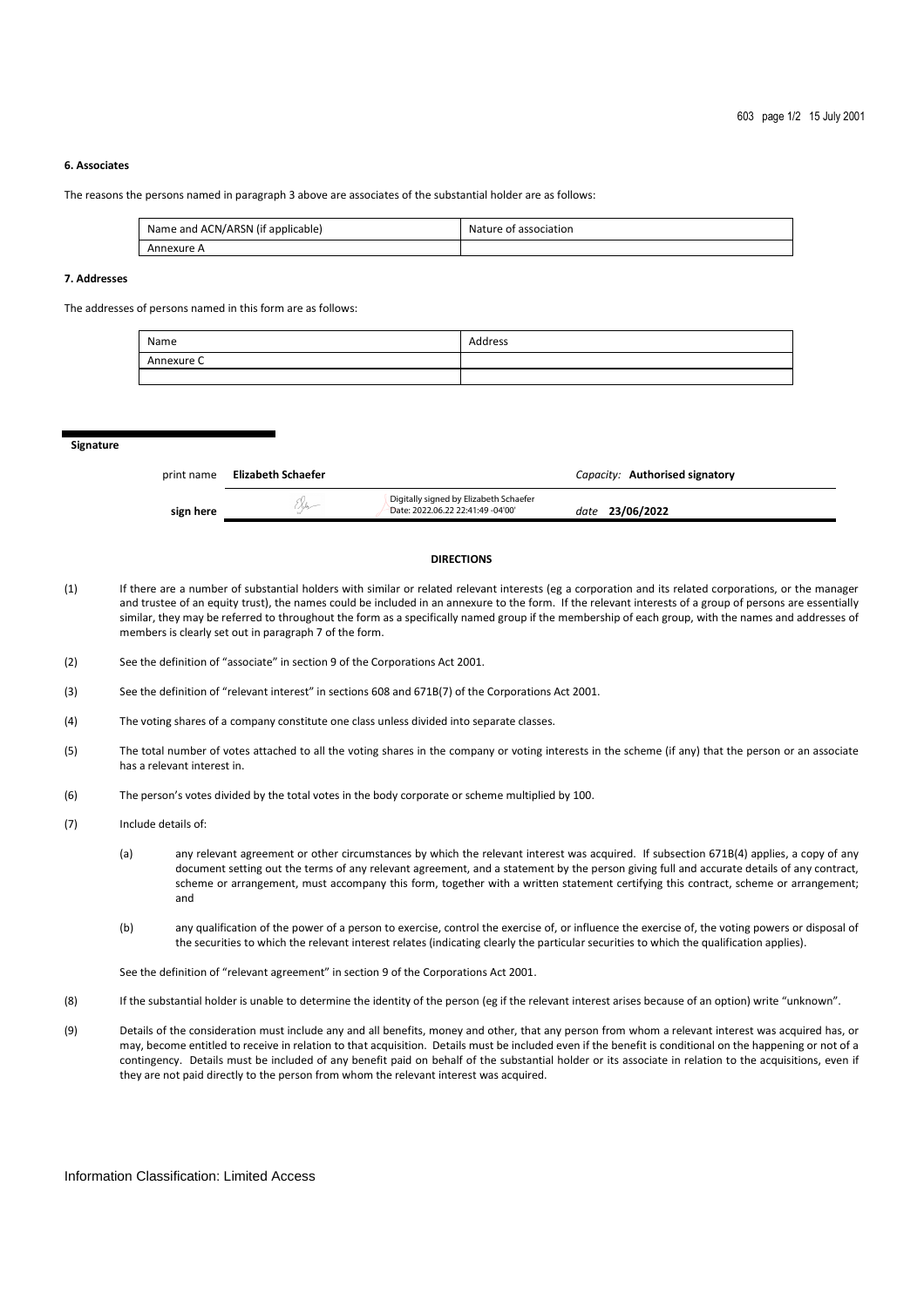### 6. Associates

The reasons the persons named in paragraph 3 above are associates of the substantial holder are as follows:

| Name and ACN/ARSN (if applicable) | Nature of association |
|---|---|
| Annexure A | |

### 7. Addresses

The addresses of persons named in this form are as follows:

| Name | Address |
|---|---|
| Annexure C | |
| | |

**Signature**

| | | | |
|---|---|---|---|
| print name | **Elizabeth Schaefer** | *Capacity:* | **Authorised signatory** |
| sign here | Digitally signed by Elizabeth Schaefer Date: 2022.06.22 22:41:49 -04'00' | *date* | **23/06/2022** |

**DIRECTIONS**

(1) If there are a number of substantial holders with similar or related relevant interests (eg a corporation and its related corporations, or the manager and trustee of an equity trust), the names could be included in an annexure to the form. If the relevant interests of a group of persons are essentially similar, they may be referred to throughout the form as a specifically named group if the membership of each group, with the names and addresses of members is clearly set out in paragraph 7 of the form.

(2) See the definition of "associate" in section 9 of the Corporations Act 2001.

(3) See the definition of "relevant interest" in sections 608 and 671B(7) of the Corporations Act 2001.

(4) The voting shares of a company constitute one class unless divided into separate classes.

(5) The total number of votes attached to all the voting shares in the company or voting interests in the scheme (if any) that the person or an associate has a relevant interest in.

(6) The person's votes divided by the total votes in the body corporate or scheme multiplied by 100.

(7) Include details of:

(a) any relevant agreement or other circumstances by which the relevant interest was acquired. If subsection 671B(4) applies, a copy of any document setting out the terms of any relevant agreement, and a statement by the person giving full and accurate details of any contract, scheme or arrangement, must accompany this form, together with a written statement certifying this contract, scheme or arrangement; and

(b) any qualification of the power of a person to exercise, control the exercise of, or influence the exercise of, the voting powers or disposal of the securities to which the relevant interest relates (indicating clearly the particular securities to which the qualification applies).

See the definition of "relevant agreement" in section 9 of the Corporations Act 2001.

(8) If the substantial holder is unable to determine the identity of the person (eg if the relevant interest arises because of an option) write "unknown".

(9) Details of the consideration must include any and all benefits, money and other, that any person from whom a relevant interest was acquired has, or may, become entitled to receive in relation to that acquisition. Details must be included even if the benefit is conditional on the happening or not of a contingency. Details must be included of any benefit paid on behalf of the substantial holder or its associate in relation to the acquisitions, even if they are not paid directly to the person from whom the relevant interest was acquired.

Information Classification: Limited Access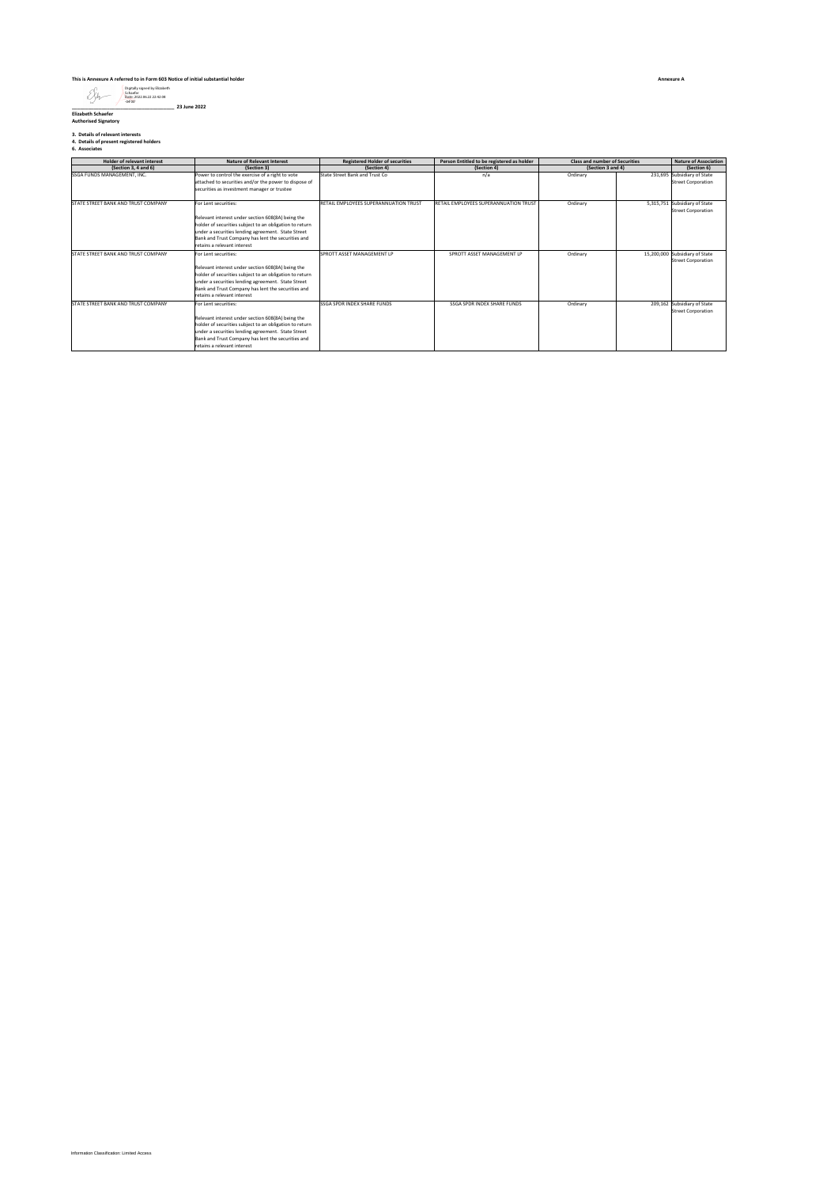**This is Annexure A referred to in Form 603 Notice of initial substantial holder**

**Annexure A**

Digitally signed by Elizabeth Schaefer
Date: 2022.06.23 22:42:08 -04'00'

_______________________________ **23 June 2022**

**Elizabeth Schaefer**
**Authorised Signatory**

**3. Details of relevant interests**
**4. Details of present registered holders**
**6. Associates**

| Holder of relevant interest (Section 3, 4 and 6) | Nature of Relevant Interest (Section 3) | Registered Holder of securities (Section 4) | Person Entitled to be registered as holder (Section 4) | Class and number of Securities (Section 3 and 4) | | Nature of Association (Section 6) |
|---|---|---|---|---|---|---|
| SSGA FUNDS MANAGEMENT, INC. | Power to control the exercise of a right to vote attached to securities and/or the power to dispose of securities as investment manager or trustee | State Street Bank and Trust Co | n/a | Ordinary | 231,695 | Subsidiary of State Street Corporation |
| STATE STREET BANK AND TRUST COMPANY | For Lent securities: Relevant interest under section 608(8A) being the holder of securities subject to an obligation to return under a securities lending agreement. State Street Bank and Trust Company has lent the securities and retains a relevant interest | RETAIL EMPLOYEES SUPERANNUATION TRUST | RETAIL EMPLOYEES SUPERANNUATION TRUST | Ordinary | 5,315,751 | Subsidiary of State Street Corporation |
| STATE STREET BANK AND TRUST COMPANY | For Lent securities: Relevant interest under section 608(8A) being the holder of securities subject to an obligation to return under a securities lending agreement. State Street Bank and Trust Company has lent the securities and retains a relevant interest | SPROTT ASSET MANAGEMENT LP | SPROTT ASSET MANAGEMENT LP | Ordinary | 15,200,000 | Subsidiary of State Street Corporation |
| STATE STREET BANK AND TRUST COMPANY | For Lent securities: Relevant interest under section 608(8A) being the holder of securities subject to an obligation to return under a securities lending agreement. State Street Bank and Trust Company has lent the securities and retains a relevant interest | SSGA SPDR INDEX SHARE FUNDS | SSGA SPDR INDEX SHARE FUNDS | Ordinary | 209,162 | Subsidiary of State Street Corporation |

Information Classification: Limited Access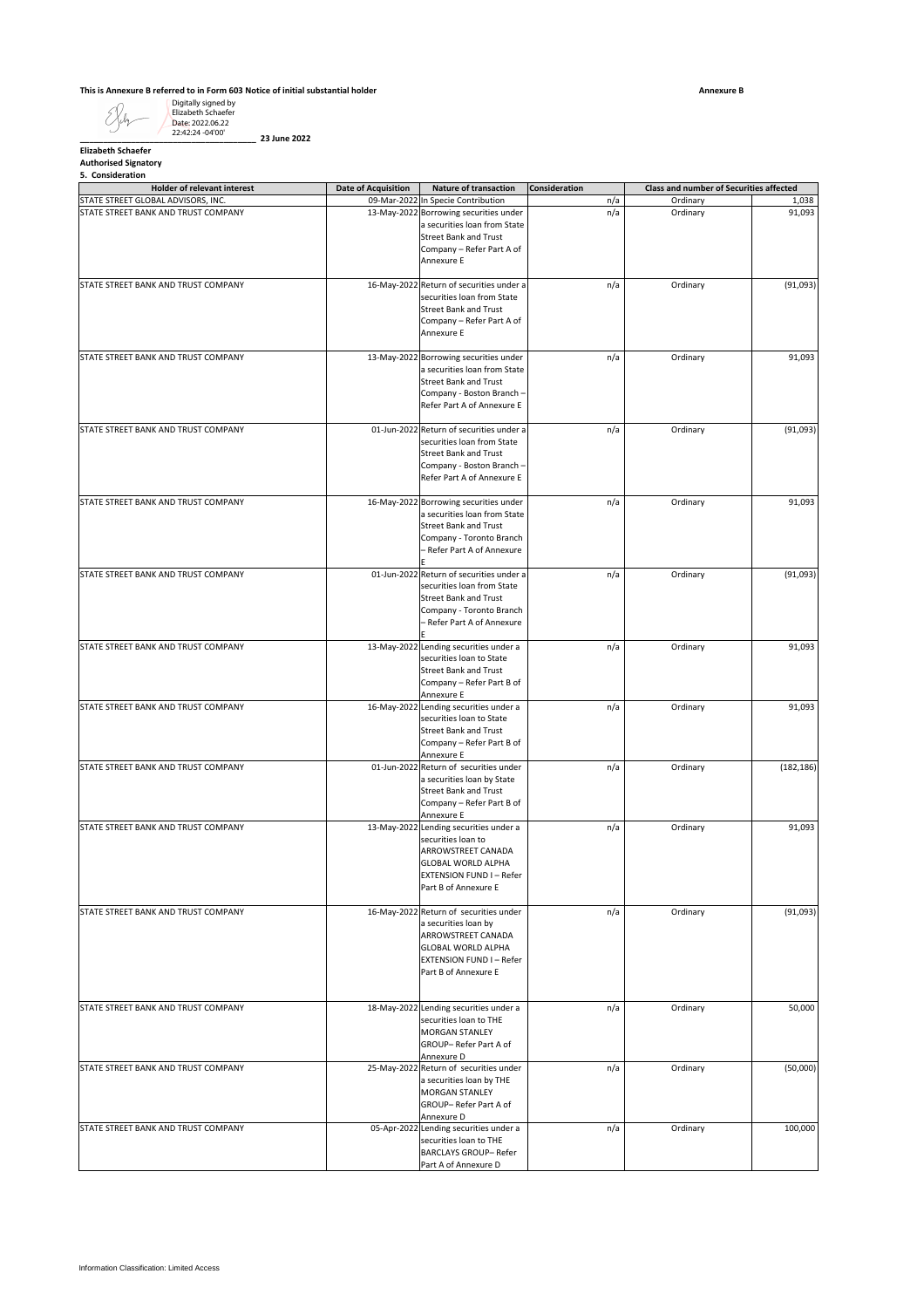**This is Annexure B referred to in Form 603 Notice of initial substantial holder** **Annexure B**

Digitally signed by Elizabeth Schaefer
Date: 2022.06.22 22:42:24 -04'00'

______________________________________ **23 June 2022**

**Elizabeth Schaefer**
**Authorised Signatory**

**5. Consideration**

| Holder of relevant interest | Date of Acquisition | Nature of transaction | Consideration | Class and number of Securities affected | |
|---|---|---|---|---|---|
| STATE STREET GLOBAL ADVISORS, INC. | 09-Mar-2022 | In Specie Contribution | n/a | Ordinary | 1,038 |
| STATE STREET BANK AND TRUST COMPANY | 13-May-2022 | Borrowing securities under a securities loan from State Street Bank and Trust Company – Refer Part A of Annexure E | n/a | Ordinary | 91,093 |
| STATE STREET BANK AND TRUST COMPANY | 16-May-2022 | Return of securities under a securities loan from State Street Bank and Trust Company – Refer Part A of Annexure E | n/a | Ordinary | (91,093) |
| STATE STREET BANK AND TRUST COMPANY | 13-May-2022 | Borrowing securities under a securities loan from State Street Bank and Trust Company - Boston Branch – Refer Part A of Annexure E | n/a | Ordinary | 91,093 |
| STATE STREET BANK AND TRUST COMPANY | 01-Jun-2022 | Return of securities under a securities loan from State Street Bank and Trust Company - Boston Branch – Refer Part A of Annexure E | n/a | Ordinary | (91,093) |
| STATE STREET BANK AND TRUST COMPANY | 16-May-2022 | Borrowing securities under a securities loan from State Street Bank and Trust Company - Toronto Branch – Refer Part A of Annexure E | n/a | Ordinary | 91,093 |
| STATE STREET BANK AND TRUST COMPANY | 01-Jun-2022 | Return of securities under a securities loan from State Street Bank and Trust Company - Toronto Branch – Refer Part A of Annexure E | n/a | Ordinary | (91,093) |
| STATE STREET BANK AND TRUST COMPANY | 13-May-2022 | Lending securities under a securities loan to State Street Bank and Trust Company – Refer Part B of Annexure E | n/a | Ordinary | 91,093 |
| STATE STREET BANK AND TRUST COMPANY | 16-May-2022 | Lending securities under a securities loan to State Street Bank and Trust Company – Refer Part B of Annexure E | n/a | Ordinary | 91,093 |
| STATE STREET BANK AND TRUST COMPANY | 01-Jun-2022 | Return of securities under a securities loan by State Street Bank and Trust Company – Refer Part B of Annexure E | n/a | Ordinary | (182,186) |
| STATE STREET BANK AND TRUST COMPANY | 13-May-2022 | Lending securities under a securities loan to ARROWSTREET CANADA GLOBAL WORLD ALPHA EXTENSION FUND I – Refer Part B of Annexure E | n/a | Ordinary | 91,093 |
| STATE STREET BANK AND TRUST COMPANY | 16-May-2022 | Return of securities under a securities loan by ARROWSTREET CANADA GLOBAL WORLD ALPHA EXTENSION FUND I – Refer Part B of Annexure E | n/a | Ordinary | (91,093) |
| STATE STREET BANK AND TRUST COMPANY | 18-May-2022 | Lending securities under a securities loan to THE MORGAN STANLEY GROUP– Refer Part A of Annexure D | n/a | Ordinary | 50,000 |
| STATE STREET BANK AND TRUST COMPANY | 25-May-2022 | Return of securities under a securities loan by THE MORGAN STANLEY GROUP– Refer Part A of Annexure D | n/a | Ordinary | (50,000) |
| STATE STREET BANK AND TRUST COMPANY | 05-Apr-2022 | Lending securities under a securities loan to THE BARCLAYS GROUP– Refer Part A of Annexure D | n/a | Ordinary | 100,000 |

Information Classification: Limited Access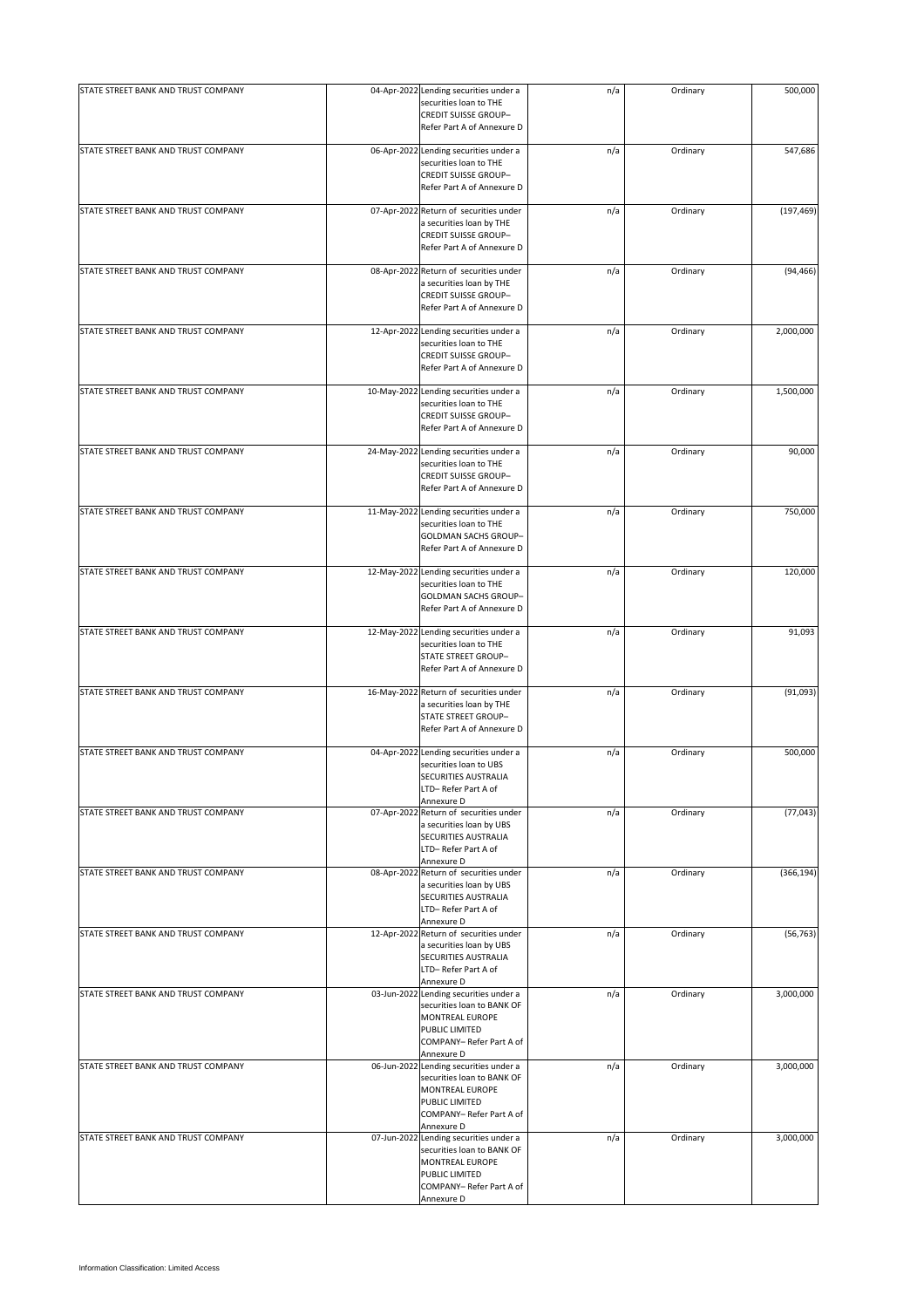| | | | | | |
|---|---|---|---|---|---|
| STATE STREET BANK AND TRUST COMPANY | 04-Apr-2022 | Lending securities under a securities loan to THE CREDIT SUISSE GROUP– Refer Part A of Annexure D | n/a | Ordinary | 500,000 |
| STATE STREET BANK AND TRUST COMPANY | 06-Apr-2022 | Lending securities under a securities loan to THE CREDIT SUISSE GROUP– Refer Part A of Annexure D | n/a | Ordinary | 547,686 |
| STATE STREET BANK AND TRUST COMPANY | 07-Apr-2022 | Return of securities under a securities loan by THE CREDIT SUISSE GROUP– Refer Part A of Annexure D | n/a | Ordinary | (197,469) |
| STATE STREET BANK AND TRUST COMPANY | 08-Apr-2022 | Return of securities under a securities loan by THE CREDIT SUISSE GROUP– Refer Part A of Annexure D | n/a | Ordinary | (94,466) |
| STATE STREET BANK AND TRUST COMPANY | 12-Apr-2022 | Lending securities under a securities loan to THE CREDIT SUISSE GROUP– Refer Part A of Annexure D | n/a | Ordinary | 2,000,000 |
| STATE STREET BANK AND TRUST COMPANY | 10-May-2022 | Lending securities under a securities loan to THE CREDIT SUISSE GROUP– Refer Part A of Annexure D | n/a | Ordinary | 1,500,000 |
| STATE STREET BANK AND TRUST COMPANY | 24-May-2022 | Lending securities under a securities loan to THE CREDIT SUISSE GROUP– Refer Part A of Annexure D | n/a | Ordinary | 90,000 |
| STATE STREET BANK AND TRUST COMPANY | 11-May-2022 | Lending securities under a securities loan to THE GOLDMAN SACHS GROUP– Refer Part A of Annexure D | n/a | Ordinary | 750,000 |
| STATE STREET BANK AND TRUST COMPANY | 12-May-2022 | Lending securities under a securities loan to THE GOLDMAN SACHS GROUP– Refer Part A of Annexure D | n/a | Ordinary | 120,000 |
| STATE STREET BANK AND TRUST COMPANY | 12-May-2022 | Lending securities under a securities loan to THE STATE STREET GROUP– Refer Part A of Annexure D | n/a | Ordinary | 91,093 |
| STATE STREET BANK AND TRUST COMPANY | 16-May-2022 | Return of securities under a securities loan by THE STATE STREET GROUP– Refer Part A of Annexure D | n/a | Ordinary | (91,093) |
| STATE STREET BANK AND TRUST COMPANY | 04-Apr-2022 | Lending securities under a securities loan to UBS SECURITIES AUSTRALIA LTD– Refer Part A of Annexure D | n/a | Ordinary | 500,000 |
| STATE STREET BANK AND TRUST COMPANY | 07-Apr-2022 | Return of securities under a securities loan by UBS SECURITIES AUSTRALIA LTD– Refer Part A of Annexure D | n/a | Ordinary | (77,043) |
| STATE STREET BANK AND TRUST COMPANY | 08-Apr-2022 | Return of securities under a securities loan by UBS SECURITIES AUSTRALIA LTD– Refer Part A of Annexure D | n/a | Ordinary | (366,194) |
| STATE STREET BANK AND TRUST COMPANY | 12-Apr-2022 | Return of securities under a securities loan by UBS SECURITIES AUSTRALIA LTD– Refer Part A of Annexure D | n/a | Ordinary | (56,763) |
| STATE STREET BANK AND TRUST COMPANY | 03-Jun-2022 | Lending securities under a securities loan to BANK OF MONTREAL EUROPE PUBLIC LIMITED COMPANY– Refer Part A of Annexure D | n/a | Ordinary | 3,000,000 |
| STATE STREET BANK AND TRUST COMPANY | 06-Jun-2022 | Lending securities under a securities loan to BANK OF MONTREAL EUROPE PUBLIC LIMITED COMPANY– Refer Part A of Annexure D | n/a | Ordinary | 3,000,000 |
| STATE STREET BANK AND TRUST COMPANY | 07-Jun-2022 | Lending securities under a securities loan to BANK OF MONTREAL EUROPE PUBLIC LIMITED COMPANY– Refer Part A of Annexure D | n/a | Ordinary | 3,000,000 |

Information Classification: Limited Access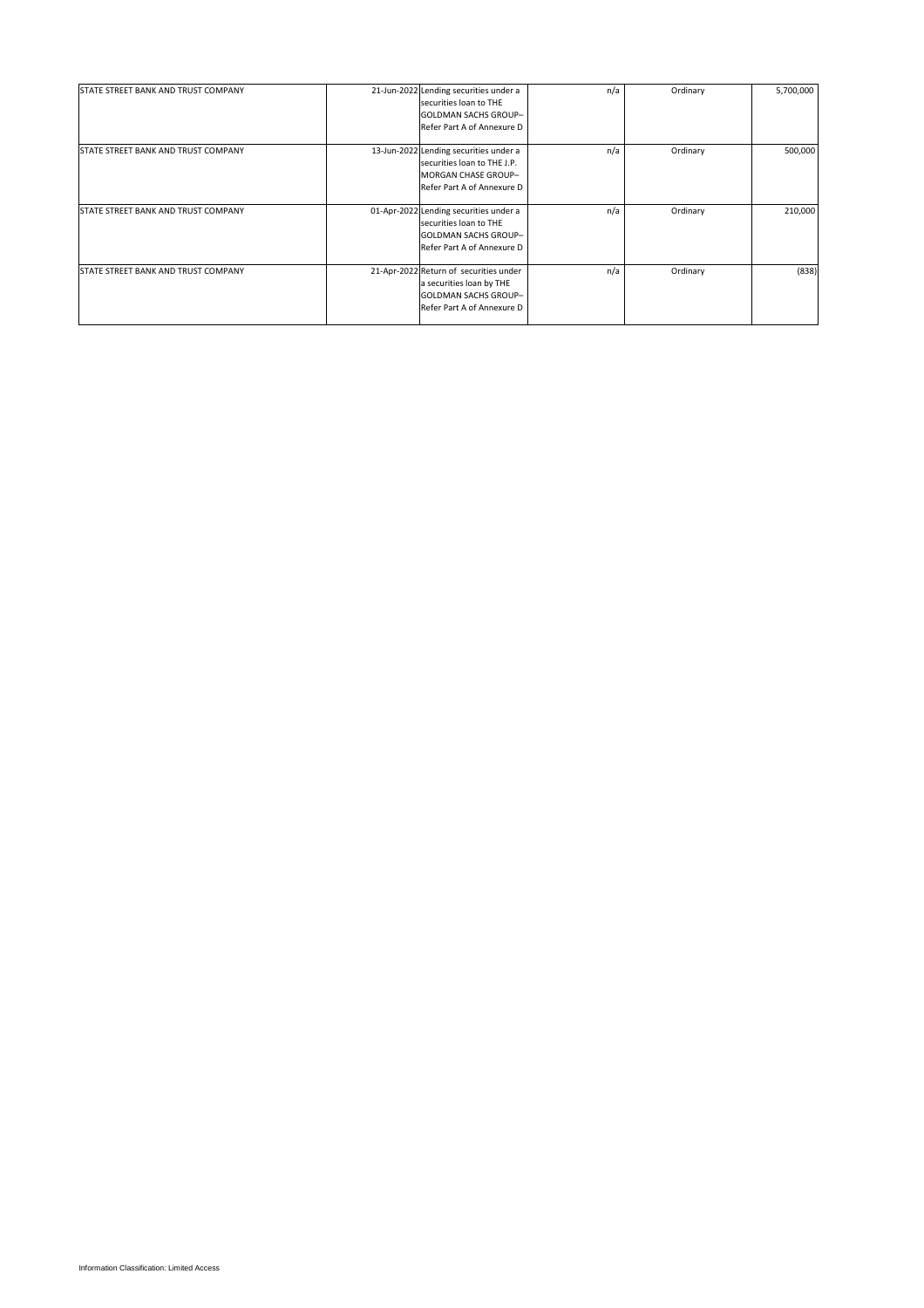| | | | | | |
|---|---|---|---|---|---|
| STATE STREET BANK AND TRUST COMPANY | 21-Jun-2022 | Lending securities under a securities loan to THE GOLDMAN SACHS GROUP– Refer Part A of Annexure D | n/a | Ordinary | 5,700,000 |
| STATE STREET BANK AND TRUST COMPANY | 13-Jun-2022 | Lending securities under a securities loan to THE J.P. MORGAN CHASE GROUP– Refer Part A of Annexure D | n/a | Ordinary | 500,000 |
| STATE STREET BANK AND TRUST COMPANY | 01-Apr-2022 | Lending securities under a securities loan to THE GOLDMAN SACHS GROUP– Refer Part A of Annexure D | n/a | Ordinary | 210,000 |
| STATE STREET BANK AND TRUST COMPANY | 21-Apr-2022 | Return of securities under a securities loan by THE GOLDMAN SACHS GROUP– Refer Part A of Annexure D | n/a | Ordinary | (838) |

Information Classification: Limited Access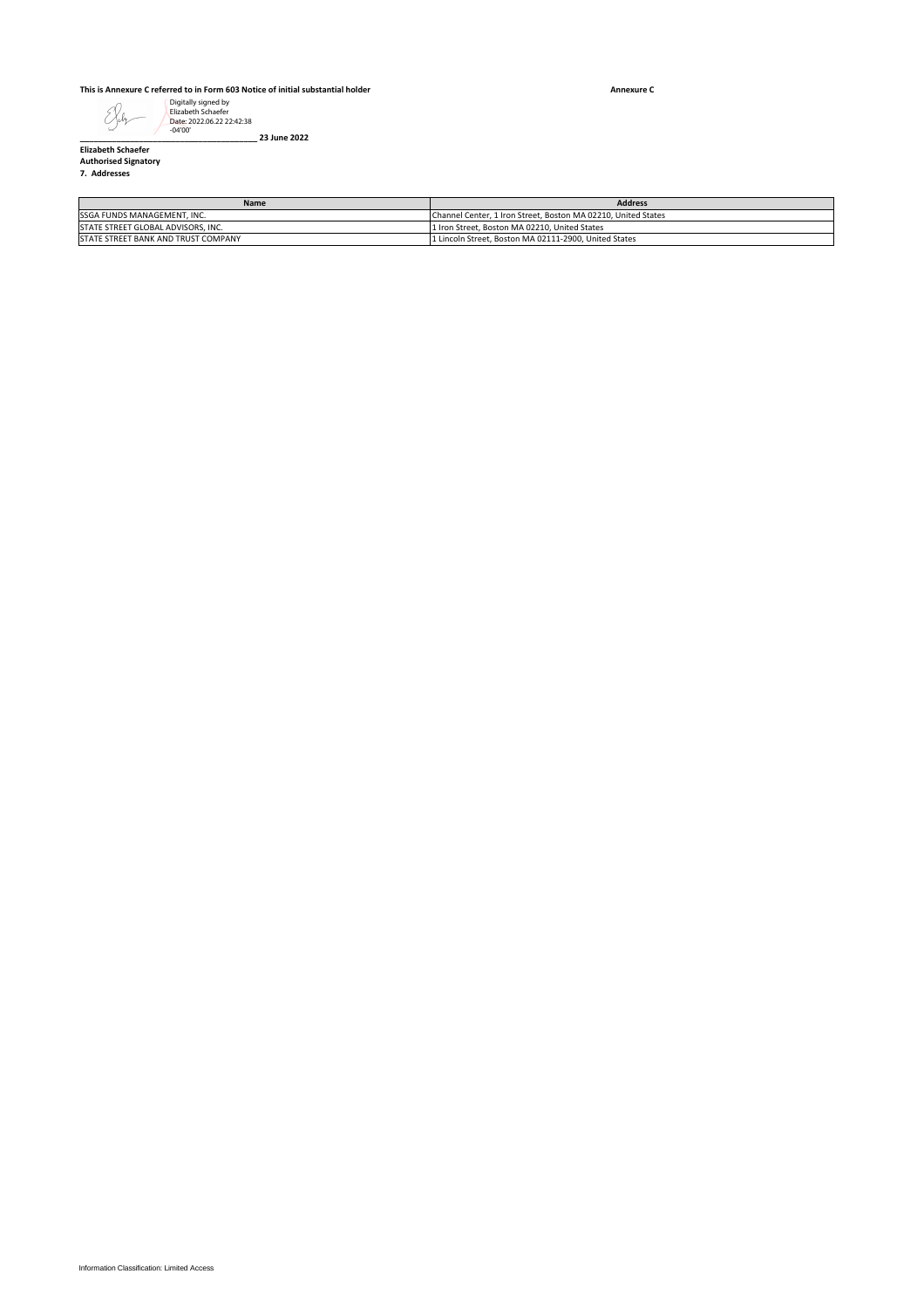**This is Annexure C referred to in Form 603 Notice of initial substantial holder** **Annexure C**

Digitally signed by Elizabeth Schaefer
Date: 2022.06.22 22:42:38 -04'00'

__________________________________________ **23 June 2022**

**Elizabeth Schaefer**
**Authorised Signatory**

**7. Addresses**

| Name | Address |
|---|---|
| SSGA FUNDS MANAGEMENT, INC. | Channel Center, 1 Iron Street, Boston MA 02210, United States |
| STATE STREET GLOBAL ADVISORS, INC. | 1 Iron Street, Boston MA 02210, United States |
| STATE STREET BANK AND TRUST COMPANY | 1 Lincoln Street, Boston MA 02111-2900, United States |

Information Classification: Limited Access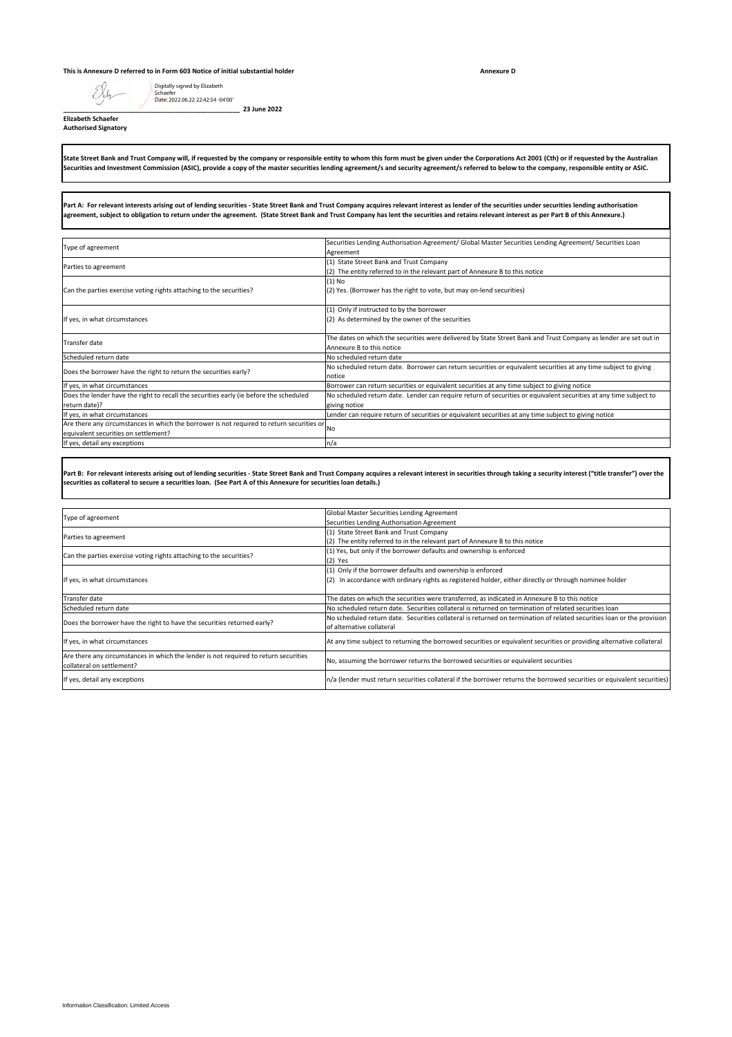**This is Annexure D referred to in Form 603 Notice of initial substantial holder** **Annexure D**

Digitally signed by Elizabeth Schaefer
Date: 2022.06.22 22:42:54 -04'00'

_______________________________________ **23 June 2022**

**Elizabeth Schaefer**
**Authorised Signatory**

**State Street Bank and Trust Company will, if requested by the company or responsible entity to whom this form must be given under the Corporations Act 2001 (Cth) or if requested by the Australian Securities and Investment Commission (ASIC), provide a copy of the master securities lending agreement/s and security agreement/s referred to below to the company, responsible entity or ASIC.**

**Part A: For relevant interests arising out of lending securities - State Street Bank and Trust Company acquires relevant interest as lender of the securities under securities lending authorisation agreement, subject to obligation to return under the agreement. (State Street Bank and Trust Company has lent the securities and retains relevant interest as per Part B of this Annexure.)**

| | |
|---|---|
| Type of agreement | Securities Lending Authorisation Agreement/ Global Master Securities Lending Agreement/ Securities Loan Agreement |
| Parties to agreement | (1) State Street Bank and Trust Company<br>(2) The entity referred to in the relevant part of Annexure B to this notice |
| Can the parties exercise voting rights attaching to the securities? | (1) No<br>(2) Yes. (Borrower has the right to vote, but may on-lend securities) |
| If yes, in what circumstances | (1) Only if instructed to by the borrower<br>(2) As determined by the owner of the securities |
| Transfer date | The dates on which the securities were delivered by State Street Bank and Trust Company as lender are set out in Annexure B to this notice |
| Scheduled return date | No scheduled return date |
| Does the borrower have the right to return the securities early? | No scheduled return date. Borrower can return securities or equivalent securities at any time subject to giving notice |
| If yes, in what circumstances | Borrower can return securities or equivalent securities at any time subject to giving notice |
| Does the lender have the right to recall the securities early (ie before the scheduled return date)? | No scheduled return date. Lender can require return of securities or equivalent securities at any time subject to giving notice |
| If yes, in what circumstances | Lender can require return of securities or equivalent securities at any time subject to giving notice |
| Are there any circumstances in which the borrower is not required to return securities or equivalent securities on settlement? | No |
| If yes, detail any exceptions | n/a |

**Part B: For relevant interests arising out of lending securities - State Street Bank and Trust Company acquires a relevant interest in securities through taking a security interest ("title transfer") over the securities as collateral to secure a securities loan. (See Part A of this Annexure for securities loan details.)**

| | |
|---|---|
| Type of agreement | Global Master Securities Lending Agreement<br>Securities Lending Authorisation Agreement |
| Parties to agreement | (1) State Street Bank and Trust Company<br>(2) The entity referred to in the relevant part of Annexure B to this notice |
| Can the parties exercise voting rights attaching to the securities? | (1) Yes, but only if the borrower defaults and ownership is enforced<br>(2) Yes |
| If yes, in what circumstances | (1) Only if the borrower defaults and ownership is enforced<br>(2) In accordance with ordinary rights as registered holder, either directly or through nominee holder |
| Transfer date | The dates on which the securities were transferred, as indicated in Annexure B to this notice |
| Scheduled return date | No scheduled return date. Securities collateral is returned on termination of related securities loan |
| Does the borrower have the right to have the securities returned early? | No scheduled return date. Securities collateral is returned on termination of related securities loan or the provision of alternative collateral |
| If yes, in what circumstances | At any time subject to returning the borrowed securities or equivalent securities or providing alternative collateral |
| Are there any circumstances in which the lender is not required to return securities collateral on settlement? | No, assuming the borrower returns the borrowed securities or equivalent securities |
| If yes, detail any exceptions | n/a (lender must return securities collateral if the borrower returns the borrowed securities or equivalent securities) |

Information Classification: Limited Access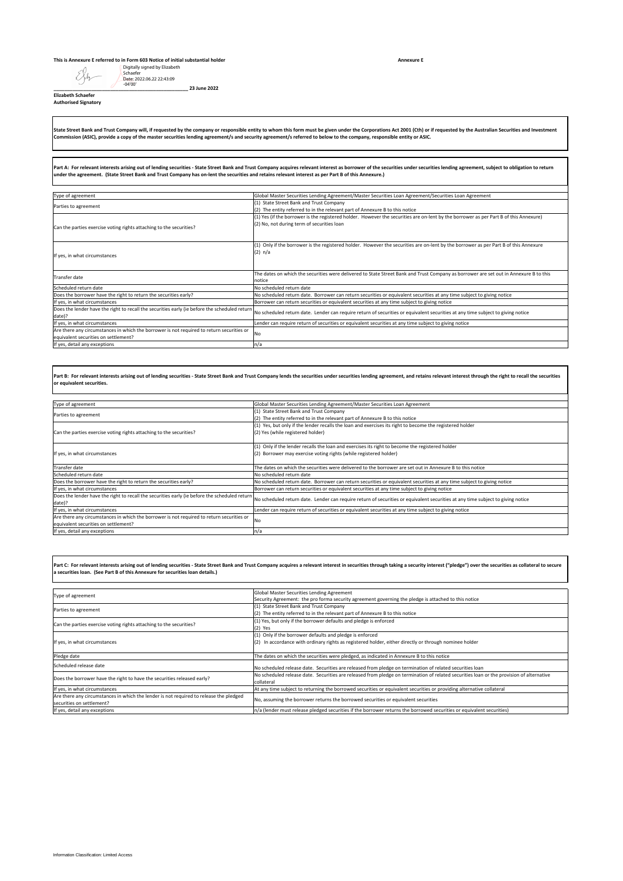**This is Annexure E referred to in Form 603 Notice of initial substantial holder** **Annexure E**

Digitally signed by Elizabeth Schaefer
Date: 2022.06.22 22:43:09 -04'00'

_______________________________ **23 June 2022**

**Elizabeth Schaefer**
**Authorised Signatory**

**State Street Bank and Trust Company will, if requested by the company or responsible entity to whom this form must be given under the Corporations Act 2001 (Cth) or if requested by the Australian Securities and Investment Commission (ASIC), provide a copy of the master securities lending agreement/s and security agreement/s referred to below to the company, responsible entity or ASIC.**

**Part A: For relevant interests arising out of lending securities - State Street Bank and Trust Company acquires relevant interest as borrower of the securities under securities lending agreement, subject to obligation to return under the agreement. (State Street Bank and Trust Company has on-lent the securities and retains relevant interest as per Part B of this Annexure.)**

| | |
|---|---|
| Type of agreement | Global Master Securities Lending Agreement/Master Securities Loan Agreement/Securities Loan Agreement |
| Parties to agreement | (1) State Street Bank and Trust Company<br>(2) The entity referred to in the relevant part of Annexure B to this notice |
| Can the parties exercise voting rights attaching to the securities? | (1) Yes (if the borrower is the registered holder. However the securities are on-lent by the borrower as per Part B of this Annexure)<br>(2) No, not during term of securities loan |
| If yes, in what circumstances | (1) Only if the borrower is the registered holder. However the securities are on-lent by the borrower as per Part B of this Annexure<br>(2) n/a |
| Transfer date | The dates on which the securities were delivered to State Street Bank and Trust Company as borrower are set out in Annexure B to this notice |
| Scheduled return date | No scheduled return date |
| Does the borrower have the right to return the securities early? | No scheduled return date. Borrower can return securities or equivalent securities at any time subject to giving notice |
| If yes, in what circumstances | Borrower can return securities or equivalent securities at any time subject to giving notice |
| Does the lender have the right to recall the securities early (ie before the scheduled return date)? | No scheduled return date. Lender can require return of securities or equivalent securities at any time subject to giving notice |
| If yes, in what circumstances | Lender can require return of securities or equivalent securities at any time subject to giving notice |
| Are there any circumstances in which the borrower is not required to return securities or equivalent securities on settlement? | No |
| If yes, detail any exceptions | n/a |

**Part B: For relevant interests arising out of lending securities - State Street Bank and Trust Company lends the securities under securities lending agreement, and retains relevant interest through the right to recall the securities or equivalent securities.**

| | |
|---|---|
| Type of agreement | Global Master Securities Lending Agreement/Master Securities Loan Agreement |
| Parties to agreement | (1) State Street Bank and Trust Company<br>(2) The entity referred to in the relevant part of Annexure B to this notice |
| Can the parties exercise voting rights attaching to the securities? | (1) Yes, but only if the lender recalls the loan and exercises its right to become the registered holder<br>(2) Yes (while registered holder) |
| If yes, in what circumstances | (1) Only if the lender recalls the loan and exercises its right to become the registered holder<br>(2) Borrower may exercise voting rights (while registered holder) |
| Transfer date | The dates on which the securities were delivered to the borrower are set out in Annexure B to this notice |
| Scheduled return date | No scheduled return date |
| Does the borrower have the right to return the securities early? | No scheduled return date. Borrower can return securities or equivalent securities at any time subject to giving notice |
| If yes, in what circumstances | Borrower can return securities or equivalent securities at any time subject to giving notice |
| Does the lender have the right to recall the securities early (ie before the scheduled return date)? | No scheduled return date. Lender can require return of securities or equivalent securities at any time subject to giving notice |
| If yes, in what circumstances | Lender can require return of securities or equivalent securities at any time subject to giving notice |
| Are there any circumstances in which the borrower is not required to return securities or equivalent securities on settlement? | No |
| If yes, detail any exceptions | n/a |

**Part C: For relevant interests arising out of lending securities - State Street Bank and Trust Company acquires a relevant interest in securities through taking a security interest ("pledge") over the securities as collateral to secure a securities loan. (See Part B of this Annexure for securities loan details.)**

| | |
|---|---|
| Type of agreement | Global Master Securities Lending Agreement<br>Security Agreement: the pro forma security agreement governing the pledge is attached to this notice |
| Parties to agreement | (1) State Street Bank and Trust Company<br>(2) The entity referred to in the relevant part of Annexure B to this notice |
| Can the parties exercise voting rights attaching to the securities? | (1) Yes, but only if the borrower defaults and pledge is enforced<br>(2) Yes |
| If yes, in what circumstances | (1) Only if the borrower defaults and pledge is enforced<br>(2) In accordance with ordinary rights as registered holder, either directly or through nominee holder |
| Pledge date | The dates on which the securities were pledged, as indicated in Annexure B to this notice |
| Scheduled release date | No scheduled release date. Securities are released from pledge on termination of related securities loan |
| Does the borrower have the right to have the securities released early? | No scheduled release date. Securities are released from pledge on termination of related securities loan or the provision of alternative collateral |
| If yes, in what circumstances | At any time subject to returning the borrowed securities or equivalent securities or providing alternative collateral |
| Are there any circumstances in which the lender is not required to release the pledged securities on settlement? | No, assuming the borrower returns the borrowed securities or equivalent securities |
| If yes, detail any exceptions | n/a (lender must release pledged securities if the borrower returns the borrowed securities or equivalent securities) |

Information Classification: Limited Access